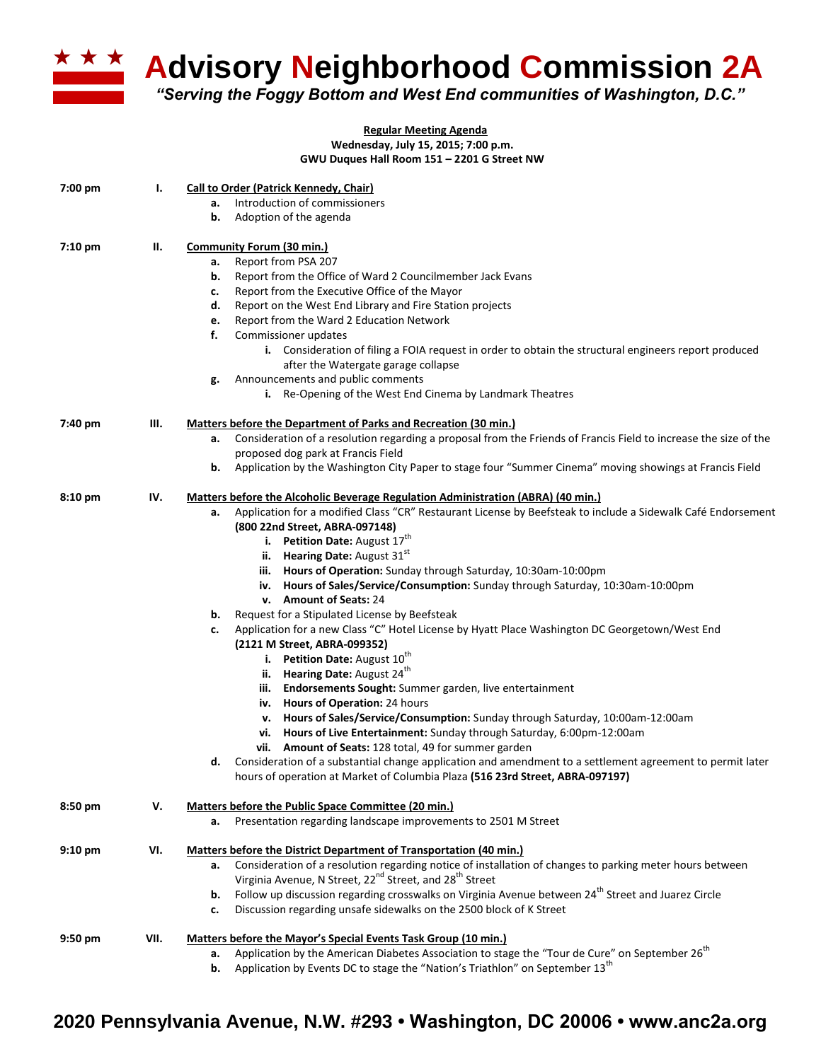# Advisory Neighborhood Commission 2A

*"Serving the Foggy Bottom and West End communities of Washington, D.C."*

**Regular Meeting Agenda**
**Wednesday, July 15, 2015; 7:00 p.m.**
**GWU Duques Hall Room 151 – 2201 G Street NW**

**7:00 pm — I. Call to Order (Patrick Kennedy, Chair)**

- a. Introduction of commissioners
- b. Adoption of the agenda

**7:10 pm — II. Community Forum (30 min.)**

- a. Report from PSA 207
- b. Report from the Office of Ward 2 Councilmember Jack Evans
- c. Report from the Executive Office of the Mayor
- d. Report on the West End Library and Fire Station projects
- e. Report from the Ward 2 Education Network
- f. Commissioner updates
  - i. Consideration of filing a FOIA request in order to obtain the structural engineers report produced after the Watergate garage collapse
- g. Announcements and public comments
  - i. Re-Opening of the West End Cinema by Landmark Theatres

**7:40 pm — III. Matters before the Department of Parks and Recreation (30 min.)**

- a. Consideration of a resolution regarding a proposal from the Friends of Francis Field to increase the size of the proposed dog park at Francis Field
- b. Application by the Washington City Paper to stage four "Summer Cinema" moving showings at Francis Field

**8:10 pm — IV. Matters before the Alcoholic Beverage Regulation Administration (ABRA) (40 min.)**

- a. Application for a modified Class "CR" Restaurant License by Beefsteak to include a Sidewalk Café Endorsement **(800 22nd Street, ABRA-097148)**
  - i. **Petition Date:** August 17th
  - ii. **Hearing Date:** August 31st
  - iii. **Hours of Operation:** Sunday through Saturday, 10:30am-10:00pm
  - iv. **Hours of Sales/Service/Consumption:** Sunday through Saturday, 10:30am-10:00pm
  - v. **Amount of Seats:** 24
- b. Request for a Stipulated License by Beefsteak
- c. Application for a new Class "C" Hotel License by Hyatt Place Washington DC Georgetown/West End **(2121 M Street, ABRA-099352)**
  - i. **Petition Date:** August 10th
  - ii. **Hearing Date:** August 24th
  - iii. **Endorsements Sought:** Summer garden, live entertainment
  - iv. **Hours of Operation:** 24 hours
  - v. **Hours of Sales/Service/Consumption:** Sunday through Saturday, 10:00am-12:00am
  - vi. **Hours of Live Entertainment:** Sunday through Saturday, 6:00pm-12:00am
  - vii. **Amount of Seats:** 128 total, 49 for summer garden
- d. Consideration of a substantial change application and amendment to a settlement agreement to permit later hours of operation at Market of Columbia Plaza **(516 23rd Street, ABRA-097197)**

**8:50 pm — V. Matters before the Public Space Committee (20 min.)**

- a. Presentation regarding landscape improvements to 2501 M Street

**9:10 pm — VI. Matters before the District Department of Transportation (40 min.)**

- a. Consideration of a resolution regarding notice of installation of changes to parking meter hours between Virginia Avenue, N Street, 22nd Street, and 28th Street
- b. Follow up discussion regarding crosswalks on Virginia Avenue between 24th Street and Juarez Circle
- c. Discussion regarding unsafe sidewalks on the 2500 block of K Street

**9:50 pm — VII. Matters before the Mayor's Special Events Task Group (10 min.)**

- a. Application by the American Diabetes Association to stage the "Tour de Cure" on September 26th
- b. Application by Events DC to stage the "Nation's Triathlon" on September 13th

**2020 Pennsylvania Avenue, N.W. #293 • Washington, DC 20006 • www.anc2a.org**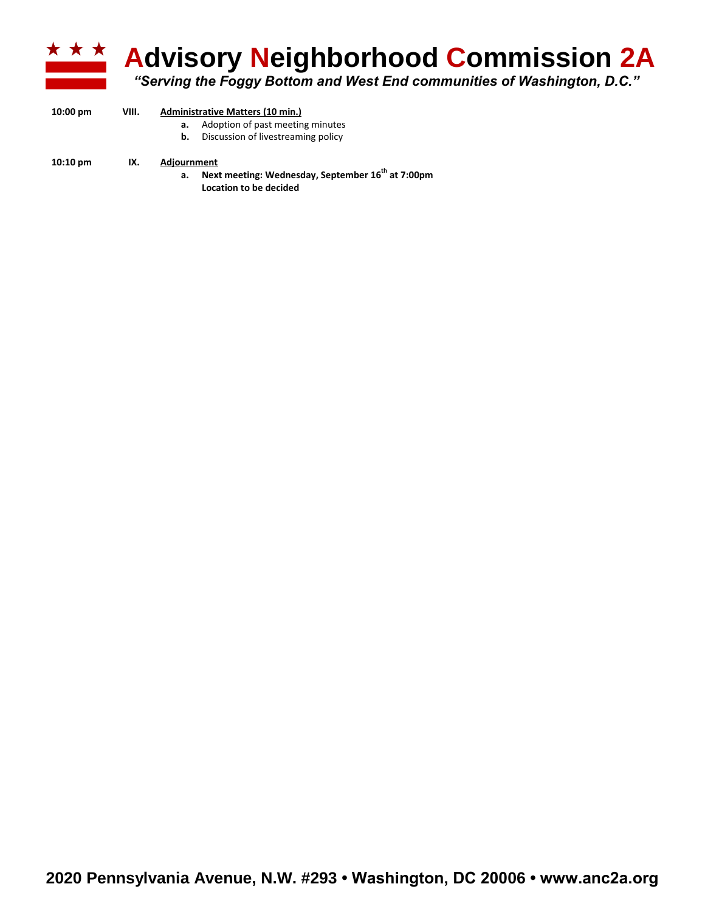# **A**dvisory **N**eighborhood **C**ommission **2A**

*"Serving the Foggy Bottom and West End communities of Washington, D.C."*

**10:00 pm** **VIII.** **Administrative Matters (10 min.)**

- **a.** Adoption of past meeting minutes
- **b.** Discussion of livestreaming policy

**10:10 pm** **IX.** **Adjournment**

- **a.** **Next meeting: Wednesday, September 16th at 7:00pm**
  **Location to be decided**

**2020 Pennsylvania Avenue, N.W. #293 • Washington, DC 20006 • www.anc2a.org**